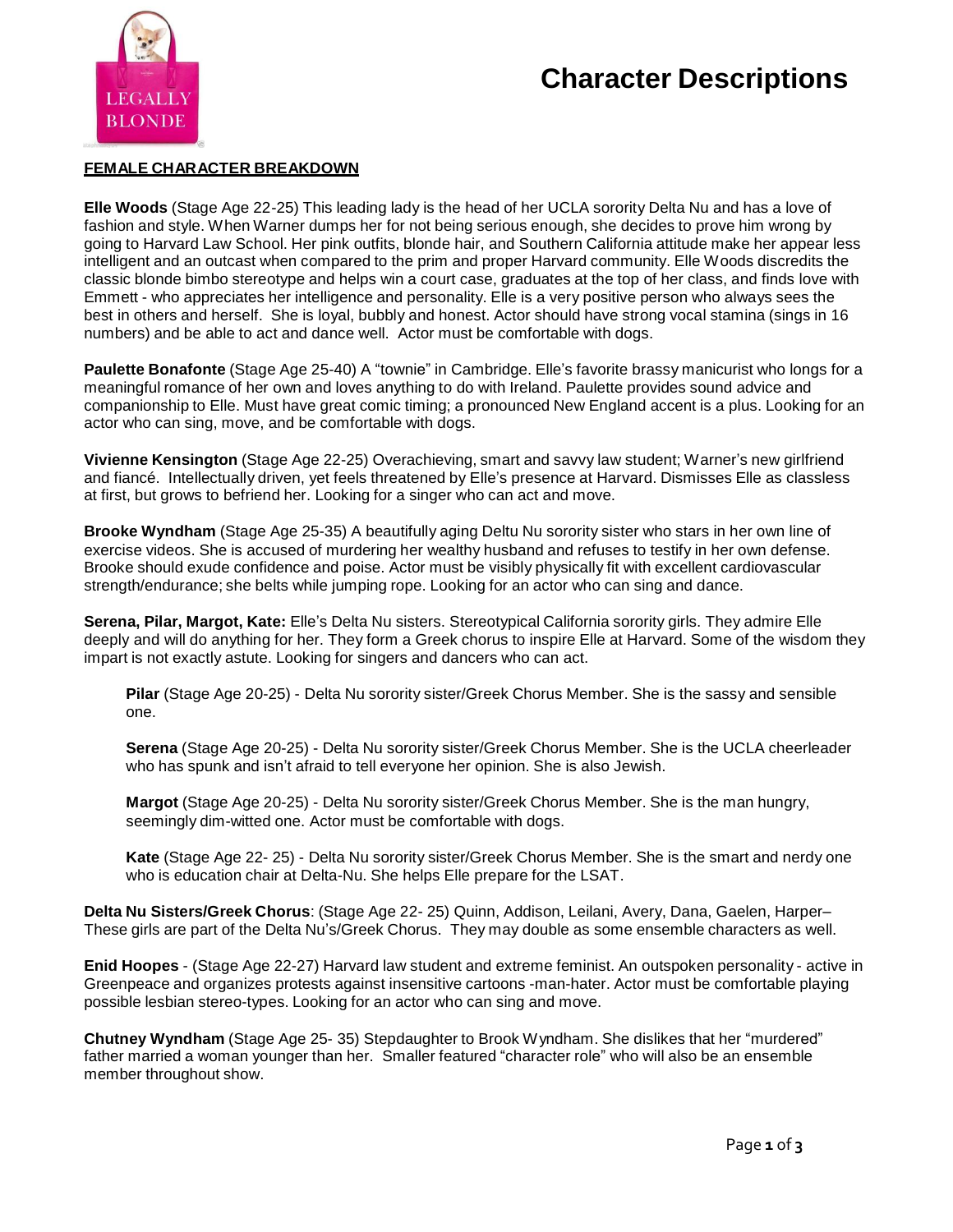# Character Descriptions

## FEMALE CHARACTER BREAKDOWN

**Elle Woods** (Stage Age 22-25) This leading lady is the head of her UCLA sorority Delta Nu and has a love of fashion and style. When Warner dumps her for not being serious enough, she decides to prove him wrong by going to Harvard Law School. Her pink outfits, blonde hair, and Southern California attitude make her appear less intelligent and an outcast when compared to the prim and proper Harvard community. Elle Woods discredits the classic blonde bimbo stereotype and helps win a court case, graduates at the top of her class, and finds love with Emmett - who appreciates her intelligence and personality. Elle is a very positive person who always sees the best in others and herself. She is loyal, bubbly and honest. Actor should have strong vocal stamina (sings in 16 numbers) and be able to act and dance well. Actor must be comfortable with dogs.

**Paulette Bonafonte** (Stage Age 25-40) A "townie" in Cambridge. Elle's favorite brassy manicurist who longs for a meaningful romance of her own and loves anything to do with Ireland. Paulette provides sound advice and companionship to Elle. Must have great comic timing; a pronounced New England accent is a plus. Looking for an actor who can sing, move, and be comfortable with dogs.

**Vivienne Kensington** (Stage Age 22-25) Overachieving, smart and savvy law student; Warner's new girlfriend and fiancé. Intellectually driven, yet feels threatened by Elle's presence at Harvard. Dismisses Elle as classless at first, but grows to befriend her. Looking for a singer who can act and move.

**Brooke Wyndham** (Stage Age 25-35) A beautifully aging Deltu Nu sorority sister who stars in her own line of exercise videos. She is accused of murdering her wealthy husband and refuses to testify in her own defense. Brooke should exude confidence and poise. Actor must be visibly physically fit with excellent cardiovascular strength/endurance; she belts while jumping rope. Looking for an actor who can sing and dance.

**Serena, Pilar, Margot, Kate:** Elle's Delta Nu sisters. Stereotypical California sorority girls. They admire Elle deeply and will do anything for her. They form a Greek chorus to inspire Elle at Harvard. Some of the wisdom they impart is not exactly astute. Looking for singers and dancers who can act.

> **Pilar** (Stage Age 20-25) - Delta Nu sorority sister/Greek Chorus Member. She is the sassy and sensible one.
>
> **Serena** (Stage Age 20-25) - Delta Nu sorority sister/Greek Chorus Member. She is the UCLA cheerleader who has spunk and isn't afraid to tell everyone her opinion. She is also Jewish.
>
> **Margot** (Stage Age 20-25) - Delta Nu sorority sister/Greek Chorus Member. She is the man hungry, seemingly dim-witted one. Actor must be comfortable with dogs.
>
> **Kate** (Stage Age 22- 25) - Delta Nu sorority sister/Greek Chorus Member. She is the smart and nerdy one who is education chair at Delta-Nu. She helps Elle prepare for the LSAT.

**Delta Nu Sisters/Greek Chorus**: (Stage Age 22- 25) Quinn, Addison, Leilani, Avery, Dana, Gaelen, Harper– These girls are part of the Delta Nu's/Greek Chorus. They may double as some ensemble characters as well.

**Enid Hoopes** - (Stage Age 22-27) Harvard law student and extreme feminist. An outspoken personality - active in Greenpeace and organizes protests against insensitive cartoons -man-hater. Actor must be comfortable playing possible lesbian stereo-types. Looking for an actor who can sing and move.

**Chutney Wyndham** (Stage Age 25- 35) Stepdaughter to Brook Wyndham. She dislikes that her "murdered" father married a woman younger than her. Smaller featured "character role" who will also be an ensemble member throughout show.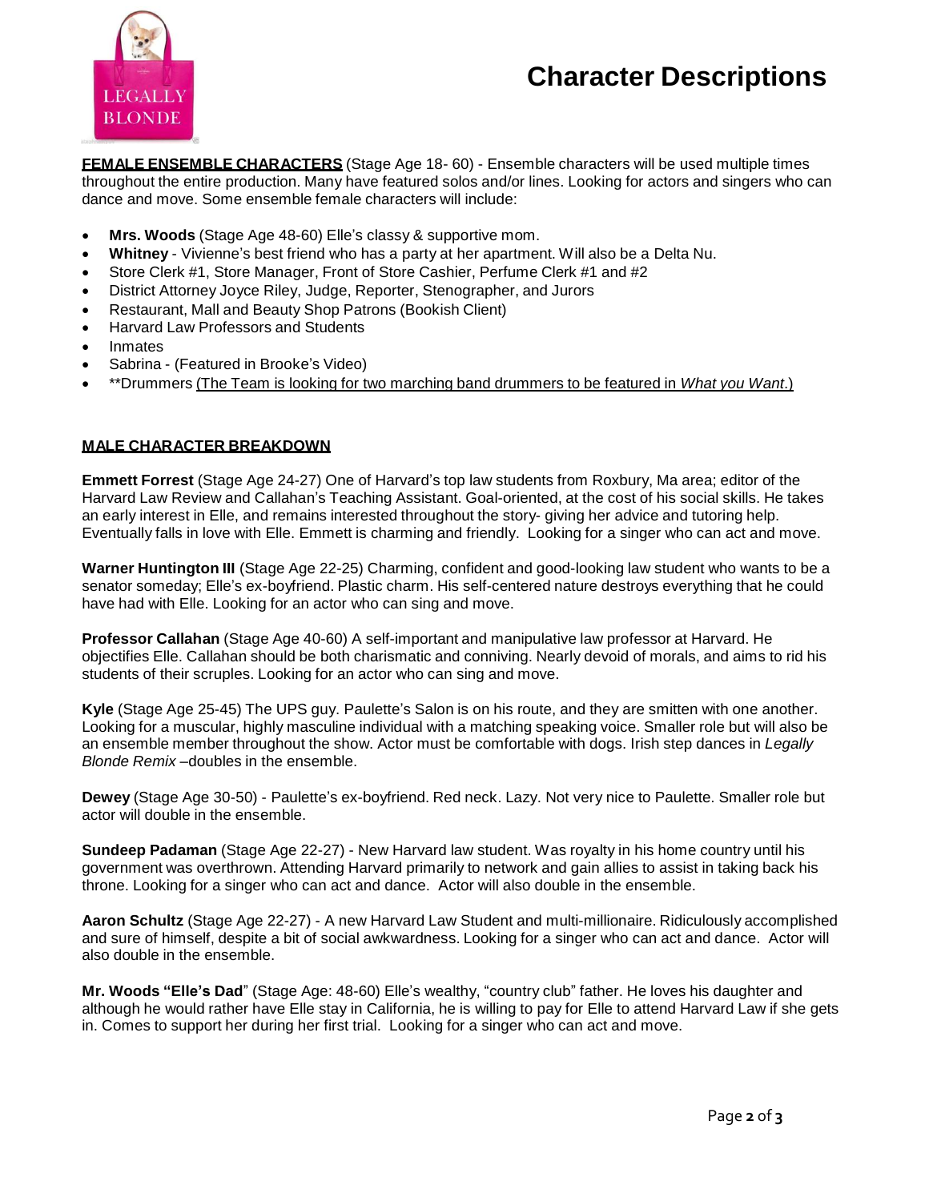# Character Descriptions

**FEMALE ENSEMBLE CHARACTERS** (Stage Age 18- 60) - Ensemble characters will be used multiple times throughout the entire production. Many have featured solos and/or lines. Looking for actors and singers who can dance and move. Some ensemble female characters will include:

- **Mrs. Woods** (Stage Age 48-60) Elle's classy & supportive mom.
- **Whitney** - Vivienne's best friend who has a party at her apartment. Will also be a Delta Nu.
- Store Clerk #1, Store Manager, Front of Store Cashier, Perfume Clerk #1 and #2
- District Attorney Joyce Riley, Judge, Reporter, Stenographer, and Jurors
- Restaurant, Mall and Beauty Shop Patrons (Bookish Client)
- Harvard Law Professors and Students
- Inmates
- Sabrina - (Featured in Brooke's Video)
- **Drummers (The Team is looking for two marching band drummers to be featured in *What you Want*.)

**MALE CHARACTER BREAKDOWN**

**Emmett Forrest** (Stage Age 24-27) One of Harvard's top law students from Roxbury, Ma area; editor of the Harvard Law Review and Callahan's Teaching Assistant. Goal-oriented, at the cost of his social skills. He takes an early interest in Elle, and remains interested throughout the story- giving her advice and tutoring help. Eventually falls in love with Elle. Emmett is charming and friendly. Looking for a singer who can act and move.

**Warner Huntington III** (Stage Age 22-25) Charming, confident and good-looking law student who wants to be a senator someday; Elle's ex-boyfriend. Plastic charm. His self-centered nature destroys everything that he could have had with Elle. Looking for an actor who can sing and move.

**Professor Callahan** (Stage Age 40-60) A self-important and manipulative law professor at Harvard. He objectifies Elle. Callahan should be both charismatic and conniving. Nearly devoid of morals, and aims to rid his students of their scruples. Looking for an actor who can sing and move.

**Kyle** (Stage Age 25-45) The UPS guy. Paulette's Salon is on his route, and they are smitten with one another. Looking for a muscular, highly masculine individual with a matching speaking voice. Smaller role but will also be an ensemble member throughout the show. Actor must be comfortable with dogs. Irish step dances in *Legally Blonde Remix* –doubles in the ensemble.

**Dewey** (Stage Age 30-50) - Paulette's ex-boyfriend. Red neck. Lazy. Not very nice to Paulette. Smaller role but actor will double in the ensemble.

**Sundeep Padaman** (Stage Age 22-27) - New Harvard law student. Was royalty in his home country until his government was overthrown. Attending Harvard primarily to network and gain allies to assist in taking back his throne. Looking for a singer who can act and dance. Actor will also double in the ensemble.

**Aaron Schultz** (Stage Age 22-27) - A new Harvard Law Student and multi-millionaire. Ridiculously accomplished and sure of himself, despite a bit of social awkwardness. Looking for a singer who can act and dance. Actor will also double in the ensemble.

**Mr. Woods "Elle's Dad"** (Stage Age: 48-60) Elle's wealthy, "country club" father. He loves his daughter and although he would rather have Elle stay in California, he is willing to pay for Elle to attend Harvard Law if she gets in. Comes to support her during her first trial. Looking for a singer who can act and move.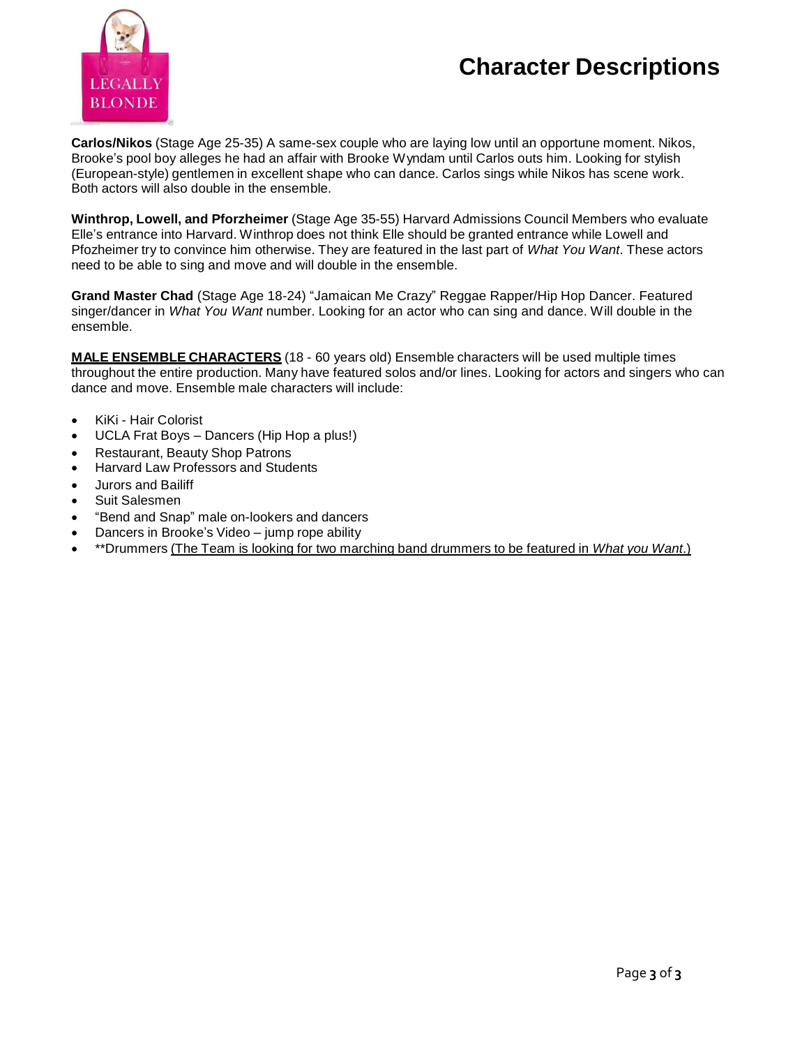# Character Descriptions

**Carlos/Nikos** (Stage Age 25-35) A same-sex couple who are laying low until an opportune moment. Nikos, Brooke's pool boy alleges he had an affair with Brooke Wyndam until Carlos outs him. Looking for stylish (European-style) gentlemen in excellent shape who can dance. Carlos sings while Nikos has scene work. Both actors will also double in the ensemble.

**Winthrop, Lowell, and Pforzheimer** (Stage Age 35-55) Harvard Admissions Council Members who evaluate Elle's entrance into Harvard. Winthrop does not think Elle should be granted entrance while Lowell and Pfozheimer try to convince him otherwise. They are featured in the last part of *What You Want*. These actors need to be able to sing and move and will double in the ensemble.

**Grand Master Chad** (Stage Age 18-24) "Jamaican Me Crazy" Reggae Rapper/Hip Hop Dancer. Featured singer/dancer in *What You Want* number. Looking for an actor who can sing and dance. Will double in the ensemble.

**MALE ENSEMBLE CHARACTERS** (18 - 60 years old) Ensemble characters will be used multiple times throughout the entire production. Many have featured solos and/or lines. Looking for actors and singers who can dance and move. Ensemble male characters will include:

- KiKi - Hair Colorist
- UCLA Frat Boys – Dancers (Hip Hop a plus!)
- Restaurant, Beauty Shop Patrons
- Harvard Law Professors and Students
- Jurors and Bailiff
- Suit Salesmen
- "Bend and Snap" male on-lookers and dancers
- Dancers in Brooke's Video – jump rope ability
- **Drummers (The Team is looking for two marching band drummers to be featured in *What you Want*.)